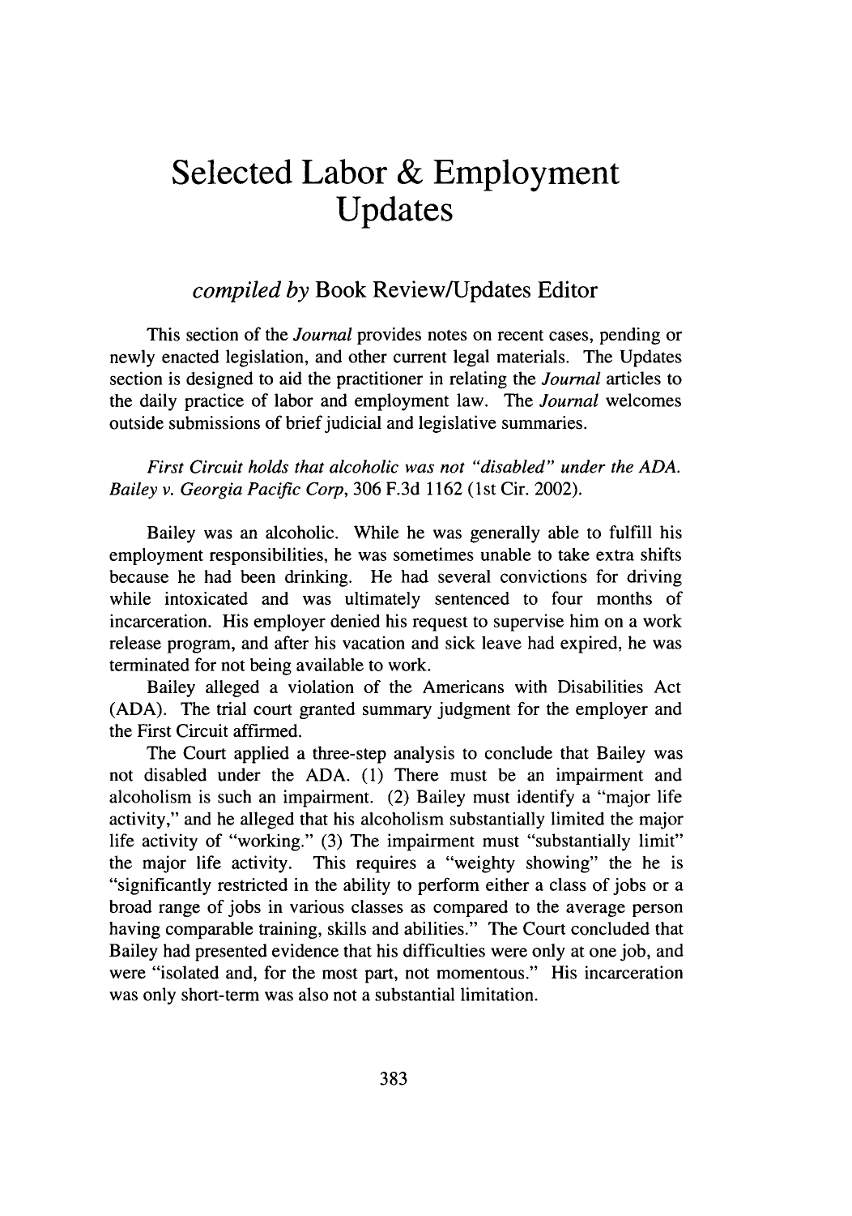# Selected Labor & Employment Updates

*compiled by* Book Review/Updates Editor

This section of the *Journal* provides notes on recent cases, pending or newly enacted legislation, and other current legal materials. The Updates section is designed to aid the practitioner in relating the *Journal* articles to the daily practice of labor and employment law. The *Journal* welcomes outside submissions of brief judicial and legislative summaries.

*First Circuit holds that alcoholic was not "disabled" under the ADA. Bailey v. Georgia Pacific Corp*, 306 F.3d 1162 (1st Cir. 2002).

Bailey was an alcoholic. While he was generally able to fulfill his employment responsibilities, he was sometimes unable to take extra shifts because he had been drinking. He had several convictions for driving while intoxicated and was ultimately sentenced to four months of incarceration. His employer denied his request to supervise him on a work release program, and after his vacation and sick leave had expired, he was terminated for not being available to work.

Bailey alleged a violation of the Americans with Disabilities Act (ADA). The trial court granted summary judgment for the employer and the First Circuit affirmed.

The Court applied a three-step analysis to conclude that Bailey was not disabled under the ADA. (1) There must be an impairment and alcoholism is such an impairment. (2) Bailey must identify a "major life activity," and he alleged that his alcoholism substantially limited the major life activity of "working." (3) The impairment must "substantially limit" the major life activity. This requires a "weighty showing" the he is "significantly restricted in the ability to perform either a class of jobs or a broad range of jobs in various classes as compared to the average person having comparable training, skills and abilities." The Court concluded that Bailey had presented evidence that his difficulties were only at one job, and were "isolated and, for the most part, not momentous." His incarceration was only short-term was also not a substantial limitation.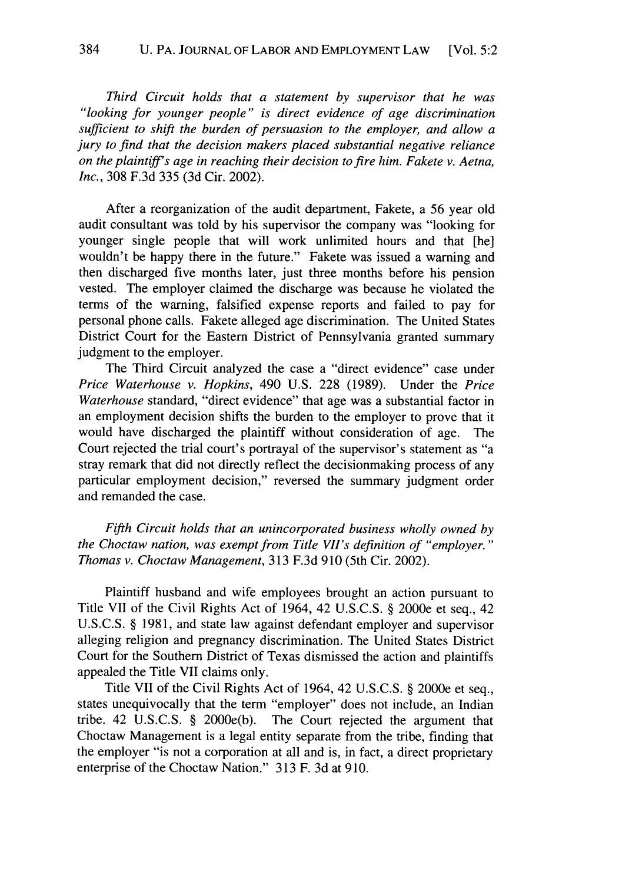*Third Circuit holds that a statement by supervisor that he was "looking for younger people" is direct evidence of age discrimination sufficient to shift the burden of persuasion to the employer, and allow a jury to find that the decision makers placed substantial negative reliance on the plaintiff's age in reaching their decision to fire him. Fakete v. Aetna, Inc.*, 308 F.3d 335 (3d Cir. 2002).

After a reorganization of the audit department, Fakete, a 56 year old audit consultant was told by his supervisor the company was "looking for younger single people that will work unlimited hours and that [he] wouldn't be happy there in the future." Fakete was issued a warning and then discharged five months later, just three months before his pension vested. The employer claimed the discharge was because he violated the terms of the warning, falsified expense reports and failed to pay for personal phone calls. Fakete alleged age discrimination. The United States District Court for the Eastern District of Pennsylvania granted summary judgment to the employer.

The Third Circuit analyzed the case a "direct evidence" case under *Price Waterhouse v. Hopkins*, 490 U.S. 228 (1989). Under the *Price Waterhouse* standard, "direct evidence" that age was a substantial factor in an employment decision shifts the burden to the employer to prove that it would have discharged the plaintiff without consideration of age. The Court rejected the trial court's portrayal of the supervisor's statement as "a stray remark that did not directly reflect the decisionmaking process of any particular employment decision," reversed the summary judgment order and remanded the case.

*Fifth Circuit holds that an unincorporated business wholly owned by the Choctaw nation, was exempt from Title VII's definition of "employer." Thomas v. Choctaw Management*, 313 F.3d 910 (5th Cir. 2002).

Plaintiff husband and wife employees brought an action pursuant to Title VII of the Civil Rights Act of 1964, 42 U.S.C.S. § 2000e et seq., 42 U.S.C.S. § 1981, and state law against defendant employer and supervisor alleging religion and pregnancy discrimination. The United States District Court for the Southern District of Texas dismissed the action and plaintiffs appealed the Title VII claims only.

Title VII of the Civil Rights Act of 1964, 42 U.S.C.S. § 2000e et seq., states unequivocally that the term "employer" does not include, an Indian tribe. 42 U.S.C.S. § 2000e(b). The Court rejected the argument that Choctaw Management is a legal entity separate from the tribe, finding that the employer "is not a corporation at all and is, in fact, a direct proprietary enterprise of the Choctaw Nation." 313 F. 3d at 910.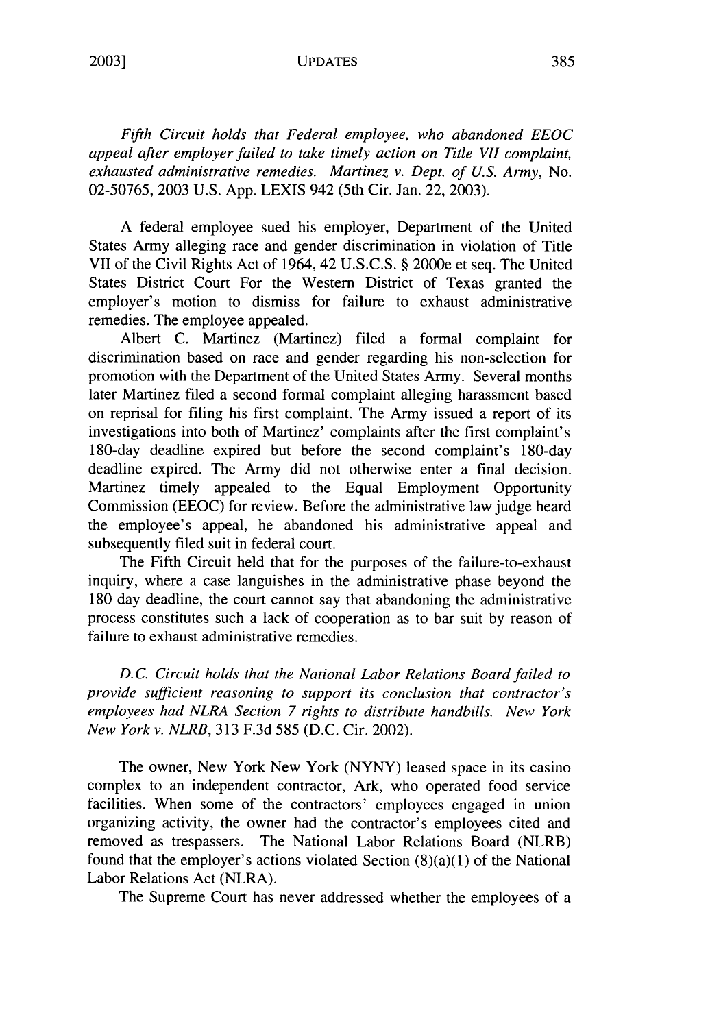*Fifth Circuit holds that Federal employee, who abandoned EEOC appeal after employer failed to take timely action on Title VII complaint, exhausted administrative remedies. Martinez v. Dept. of U.S. Army,* No. 02-50765, 2003 U.S. App. LEXIS 942 (5th Cir. Jan. 22, 2003).

A federal employee sued his employer, Department of the United States Army alleging race and gender discrimination in violation of Title VII of the Civil Rights Act of 1964, 42 U.S.C.S. § 2000e et seq. The United States District Court For the Western District of Texas granted the employer's motion to dismiss for failure to exhaust administrative remedies. The employee appealed.

Albert C. Martinez (Martinez) filed a formal complaint for discrimination based on race and gender regarding his non-selection for promotion with the Department of the United States Army. Several months later Martinez filed a second formal complaint alleging harassment based on reprisal for filing his first complaint. The Army issued a report of its investigations into both of Martinez' complaints after the first complaint's 180-day deadline expired but before the second complaint's 180-day deadline expired. The Army did not otherwise enter a final decision. Martinez timely appealed to the Equal Employment Opportunity Commission (EEOC) for review. Before the administrative law judge heard the employee's appeal, he abandoned his administrative appeal and subsequently filed suit in federal court.

The Fifth Circuit held that for the purposes of the failure-to-exhaust inquiry, where a case languishes in the administrative phase beyond the 180 day deadline, the court cannot say that abandoning the administrative process constitutes such a lack of cooperation as to bar suit by reason of failure to exhaust administrative remedies.

*D.C. Circuit holds that the National Labor Relations Board failed to provide sufficient reasoning to support its conclusion that contractor's employees had NLRA Section 7 rights to distribute handbills. New York New York v. NLRB,* 313 F.3d 585 (D.C. Cir. 2002).

The owner, New York New York (NYNY) leased space in its casino complex to an independent contractor, Ark, who operated food service facilities. When some of the contractors' employees engaged in union organizing activity, the owner had the contractor's employees cited and removed as trespassers. The National Labor Relations Board (NLRB) found that the employer's actions violated Section (8)(a)(1) of the National Labor Relations Act (NLRA).

The Supreme Court has never addressed whether the employees of a